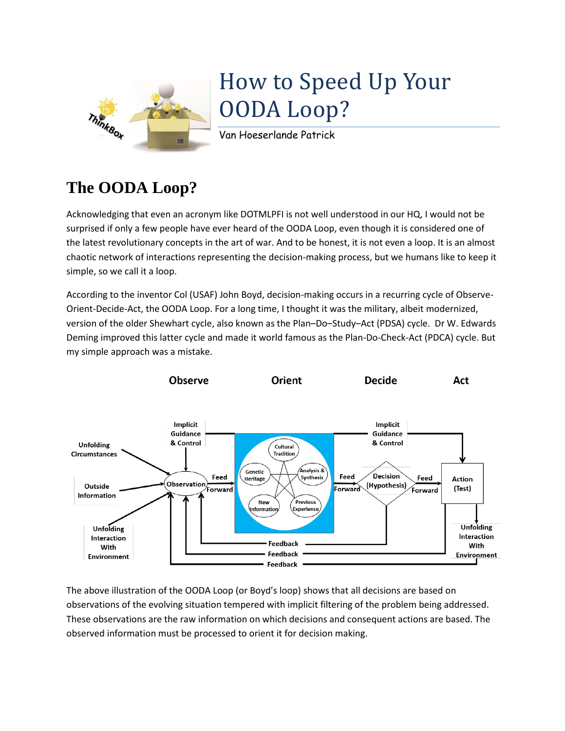# How to Speed Up Your OODA Loop?

Van Hoeserlande Patrick

## The OODA Loop?

Acknowledging that even an acronym like DOTMLPFI is not well understood in our HQ, I would not be surprised if only a few people have ever heard of the OODA Loop, even though it is considered one of the latest revolutionary concepts in the art of war. And to be honest, it is not even a loop. It is an almost chaotic network of interactions representing the decision-making process, but we humans like to keep it simple, so we call it a loop.

According to the inventor Col (USAF) John Boyd, decision-making occurs in a recurring cycle of Observe-Orient-Decide-Act, the OODA Loop. For a long time, I thought it was the military, albeit modernized, version of the older Shewhart cycle, also known as the Plan–Do–Study–Act (PDSA) cycle. Dr W. Edwards Deming improved this latter cycle and made it world famous as the Plan-Do-Check-Act (PDCA) cycle. But my simple approach was a mistake.

The above illustration of the OODA Loop (or Boyd's loop) shows that all decisions are based on observations of the evolving situation tempered with implicit filtering of the problem being addressed. These observations are the raw information on which decisions and consequent actions are based. The observed information must be processed to orient it for decision making.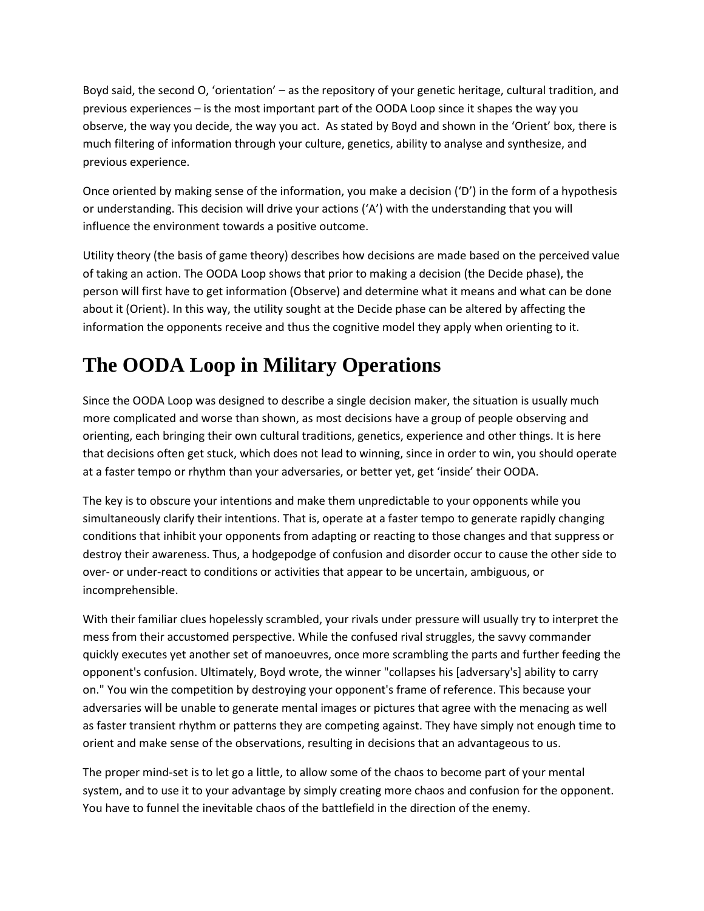Boyd said, the second O, 'orientation' – as the repository of your genetic heritage, cultural tradition, and previous experiences – is the most important part of the OODA Loop since it shapes the way you observe, the way you decide, the way you act. As stated by Boyd and shown in the 'Orient' box, there is much filtering of information through your culture, genetics, ability to analyse and synthesize, and previous experience.

Once oriented by making sense of the information, you make a decision ('D') in the form of a hypothesis or understanding. This decision will drive your actions ('A') with the understanding that you will influence the environment towards a positive outcome.

Utility theory (the basis of game theory) describes how decisions are made based on the perceived value of taking an action. The OODA Loop shows that prior to making a decision (the Decide phase), the person will first have to get information (Observe) and determine what it means and what can be done about it (Orient). In this way, the utility sought at the Decide phase can be altered by affecting the information the opponents receive and thus the cognitive model they apply when orienting to it.

# The OODA Loop in Military Operations

Since the OODA Loop was designed to describe a single decision maker, the situation is usually much more complicated and worse than shown, as most decisions have a group of people observing and orienting, each bringing their own cultural traditions, genetics, experience and other things. It is here that decisions often get stuck, which does not lead to winning, since in order to win, you should operate at a faster tempo or rhythm than your adversaries, or better yet, get 'inside' their OODA.

The key is to obscure your intentions and make them unpredictable to your opponents while you simultaneously clarify their intentions. That is, operate at a faster tempo to generate rapidly changing conditions that inhibit your opponents from adapting or reacting to those changes and that suppress or destroy their awareness. Thus, a hodgepodge of confusion and disorder occur to cause the other side to over- or under-react to conditions or activities that appear to be uncertain, ambiguous, or incomprehensible.

With their familiar clues hopelessly scrambled, your rivals under pressure will usually try to interpret the mess from their accustomed perspective. While the confused rival struggles, the savvy commander quickly executes yet another set of manoeuvres, once more scrambling the parts and further feeding the opponent's confusion. Ultimately, Boyd wrote, the winner "collapses his [adversary's] ability to carry on." You win the competition by destroying your opponent's frame of reference. This because your adversaries will be unable to generate mental images or pictures that agree with the menacing as well as faster transient rhythm or patterns they are competing against. They have simply not enough time to orient and make sense of the observations, resulting in decisions that an advantageous to us.

The proper mind-set is to let go a little, to allow some of the chaos to become part of your mental system, and to use it to your advantage by simply creating more chaos and confusion for the opponent. You have to funnel the inevitable chaos of the battlefield in the direction of the enemy.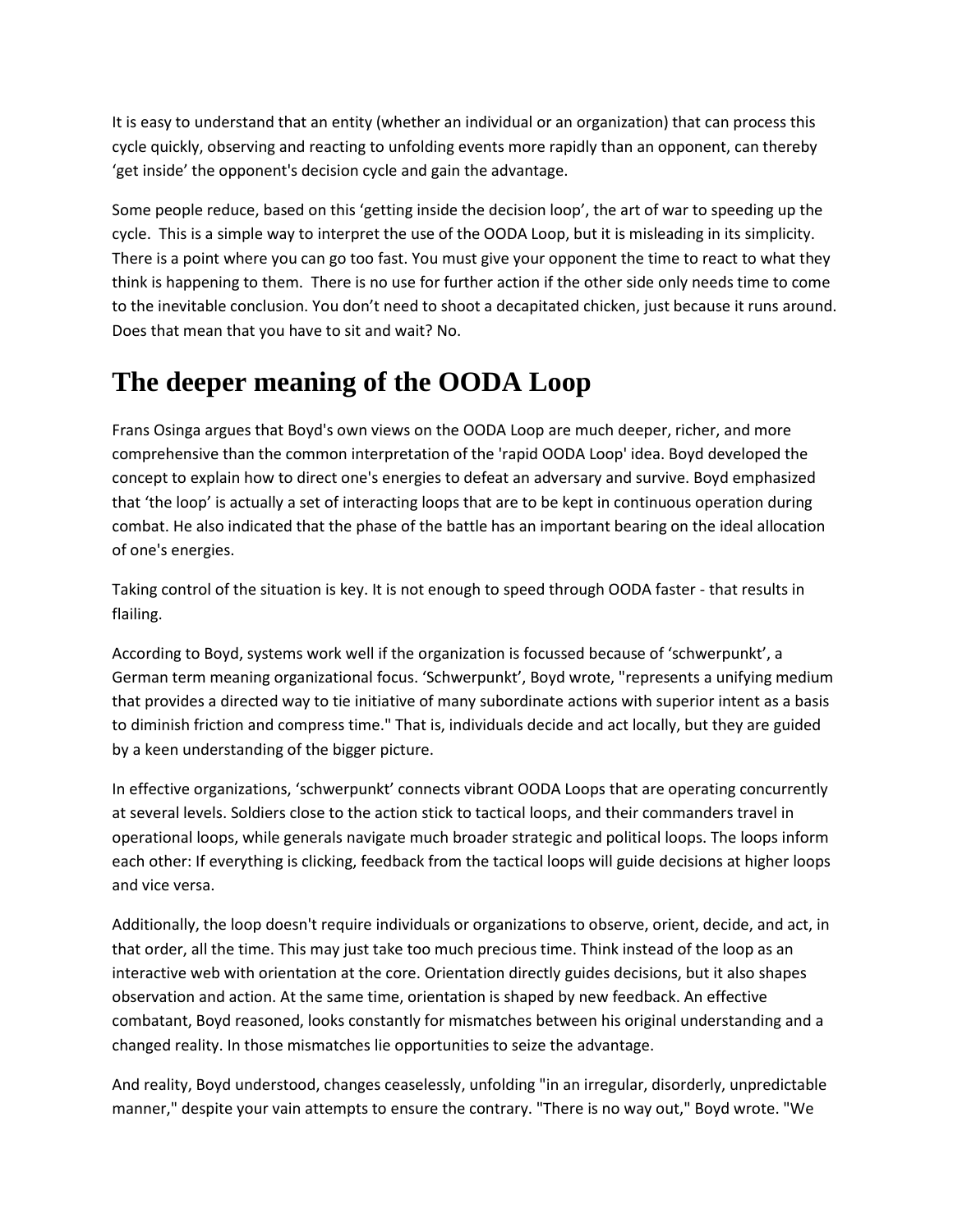It is easy to understand that an entity (whether an individual or an organization) that can process this cycle quickly, observing and reacting to unfolding events more rapidly than an opponent, can thereby 'get inside' the opponent's decision cycle and gain the advantage.

Some people reduce, based on this 'getting inside the decision loop', the art of war to speeding up the cycle. This is a simple way to interpret the use of the OODA Loop, but it is misleading in its simplicity. There is a point where you can go too fast. You must give your opponent the time to react to what they think is happening to them. There is no use for further action if the other side only needs time to come to the inevitable conclusion. You don't need to shoot a decapitated chicken, just because it runs around. Does that mean that you have to sit and wait? No.

# The deeper meaning of the OODA Loop

Frans Osinga argues that Boyd's own views on the OODA Loop are much deeper, richer, and more comprehensive than the common interpretation of the 'rapid OODA Loop' idea. Boyd developed the concept to explain how to direct one's energies to defeat an adversary and survive. Boyd emphasized that 'the loop' is actually a set of interacting loops that are to be kept in continuous operation during combat. He also indicated that the phase of the battle has an important bearing on the ideal allocation of one's energies.

Taking control of the situation is key. It is not enough to speed through OODA faster - that results in flailing.

According to Boyd, systems work well if the organization is focussed because of 'schwerpunkt', a German term meaning organizational focus. 'Schwerpunkt', Boyd wrote, "represents a unifying medium that provides a directed way to tie initiative of many subordinate actions with superior intent as a basis to diminish friction and compress time." That is, individuals decide and act locally, but they are guided by a keen understanding of the bigger picture.

In effective organizations, 'schwerpunkt' connects vibrant OODA Loops that are operating concurrently at several levels. Soldiers close to the action stick to tactical loops, and their commanders travel in operational loops, while generals navigate much broader strategic and political loops. The loops inform each other: If everything is clicking, feedback from the tactical loops will guide decisions at higher loops and vice versa.

Additionally, the loop doesn't require individuals or organizations to observe, orient, decide, and act, in that order, all the time. This may just take too much precious time. Think instead of the loop as an interactive web with orientation at the core. Orientation directly guides decisions, but it also shapes observation and action. At the same time, orientation is shaped by new feedback. An effective combatant, Boyd reasoned, looks constantly for mismatches between his original understanding and a changed reality. In those mismatches lie opportunities to seize the advantage.

And reality, Boyd understood, changes ceaselessly, unfolding "in an irregular, disorderly, unpredictable manner," despite your vain attempts to ensure the contrary. "There is no way out," Boyd wrote. "We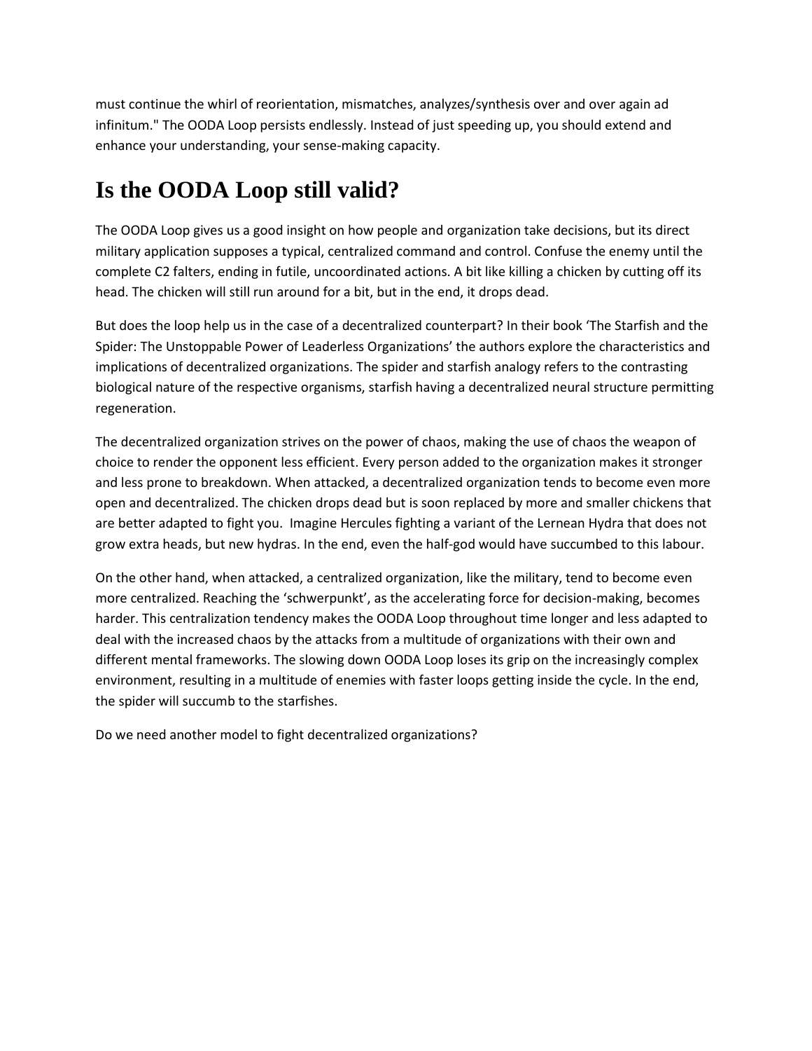must continue the whirl of reorientation, mismatches, analyzes/synthesis over and over again ad infinitum." The OODA Loop persists endlessly. Instead of just speeding up, you should extend and enhance your understanding, your sense-making capacity.

# Is the OODA Loop still valid?

The OODA Loop gives us a good insight on how people and organization take decisions, but its direct military application supposes a typical, centralized command and control. Confuse the enemy until the complete C2 falters, ending in futile, uncoordinated actions. A bit like killing a chicken by cutting off its head. The chicken will still run around for a bit, but in the end, it drops dead.

But does the loop help us in the case of a decentralized counterpart? In their book 'The Starfish and the Spider: The Unstoppable Power of Leaderless Organizations' the authors explore the characteristics and implications of decentralized organizations. The spider and starfish analogy refers to the contrasting biological nature of the respective organisms, starfish having a decentralized neural structure permitting regeneration.

The decentralized organization strives on the power of chaos, making the use of chaos the weapon of choice to render the opponent less efficient. Every person added to the organization makes it stronger and less prone to breakdown. When attacked, a decentralized organization tends to become even more open and decentralized. The chicken drops dead but is soon replaced by more and smaller chickens that are better adapted to fight you. Imagine Hercules fighting a variant of the Lernean Hydra that does not grow extra heads, but new hydras. In the end, even the half-god would have succumbed to this labour.

On the other hand, when attacked, a centralized organization, like the military, tend to become even more centralized. Reaching the 'schwerpunkt', as the accelerating force for decision-making, becomes harder. This centralization tendency makes the OODA Loop throughout time longer and less adapted to deal with the increased chaos by the attacks from a multitude of organizations with their own and different mental frameworks. The slowing down OODA Loop loses its grip on the increasingly complex environment, resulting in a multitude of enemies with faster loops getting inside the cycle. In the end, the spider will succumb to the starfishes.

Do we need another model to fight decentralized organizations?